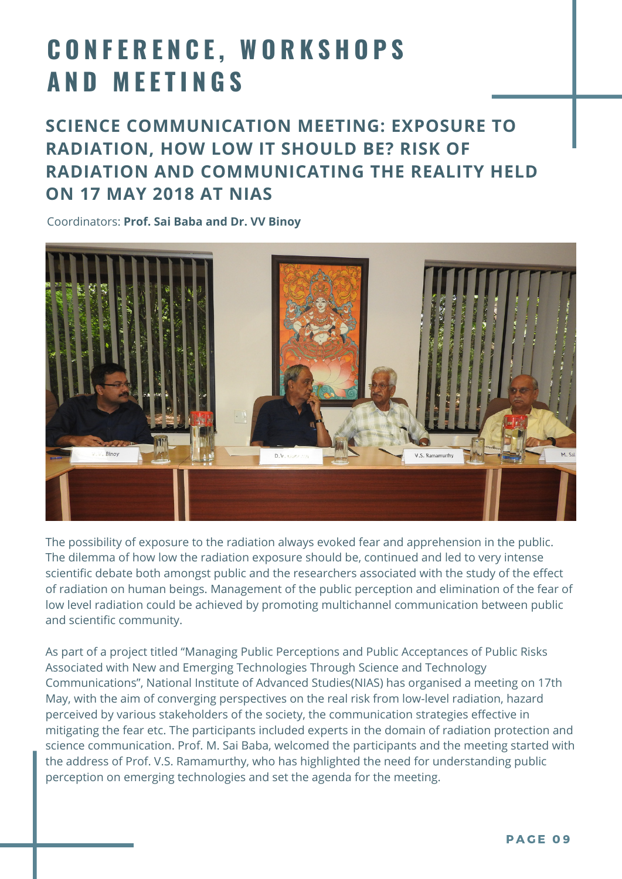# CONFERENCE, WORKSHOPS AND MEETINGS

## SCIENCE COMMUNICATION MEETING: EXPOSURE TO RADIATION, HOW LOW IT SHOULD BE? RISK OF RADIATION AND COMMUNICATING THE REALITY HELD ON 17 MAY 2018 AT NIAS

Coordinators: **Prof. Sai Baba and Dr. VV Binoy**

The possibility of exposure to the radiation always evoked fear and apprehension in the public. The dilemma of how low the radiation exposure should be, continued and led to very intense scientific debate both amongst public and the researchers associated with the study of the effect of radiation on human beings. Management of the public perception and elimination of the fear of low level radiation could be achieved by promoting multichannel communication between public and scientific community.

As part of a project titled "Managing Public Perceptions and Public Acceptances of Public Risks Associated with New and Emerging Technologies Through Science and Technology Communications", National Institute of Advanced Studies(NIAS) has organised a meeting on 17th May, with the aim of converging perspectives on the real risk from low-level radiation, hazard perceived by various stakeholders of the society, the communication strategies effective in mitigating the fear etc. The participants included experts in the domain of radiation protection and science communication. Prof. M. Sai Baba, welcomed the participants and the meeting started with the address of Prof. V.S. Ramamurthy, who has highlighted the need for understanding public perception on emerging technologies and set the agenda for the meeting.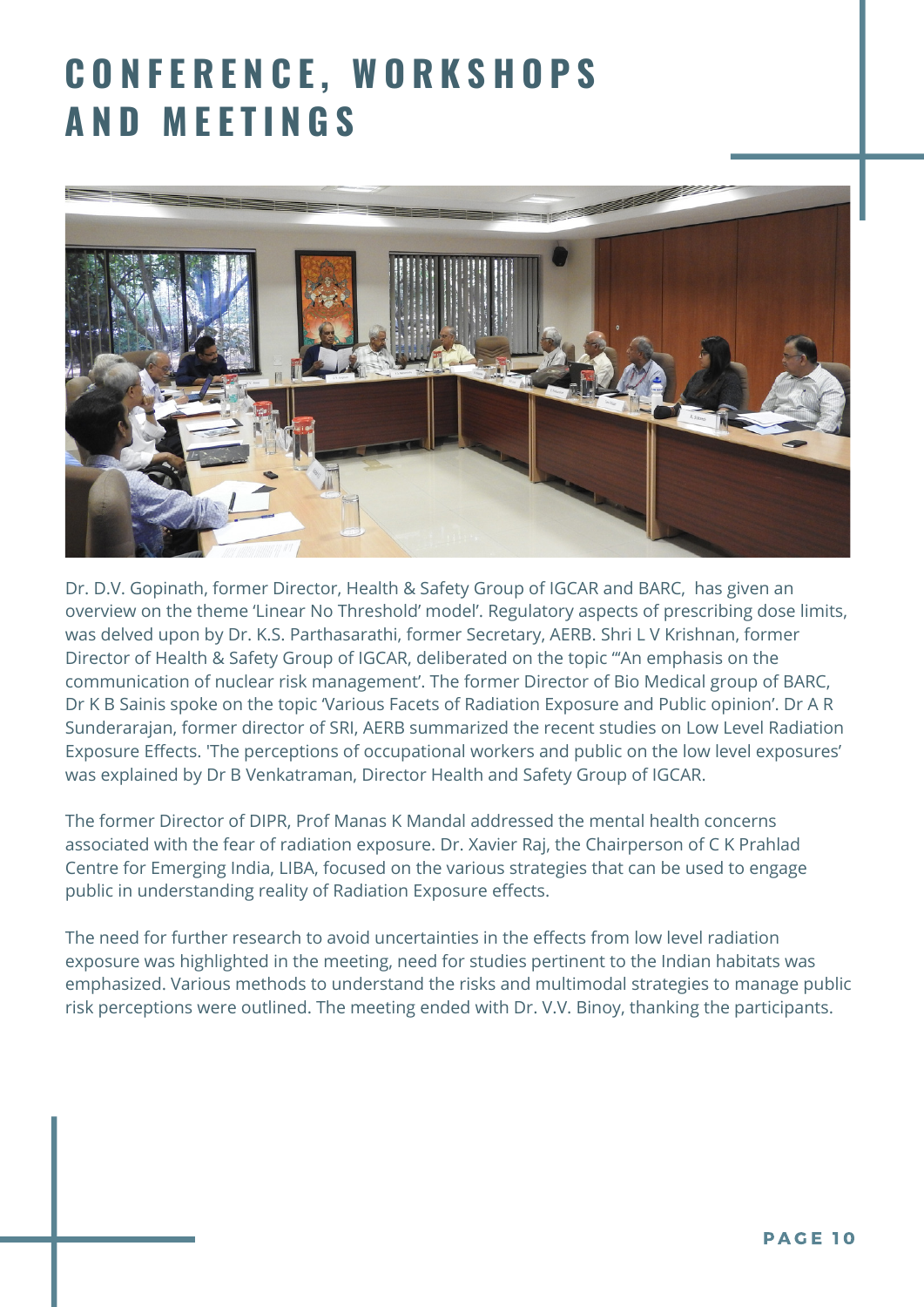# CONFERENCE, WORKSHOPS AND MEETINGS

Dr. D.V. Gopinath, former Director, Health & Safety Group of IGCAR and BARC, has given an overview on the theme 'Linear No Threshold' model'. Regulatory aspects of prescribing dose limits, was delved upon by Dr. K.S. Parthasarathi, former Secretary, AERB. Shri L V Krishnan, former Director of Health & Safety Group of IGCAR, deliberated on the topic '"An emphasis on the communication of nuclear risk management'. The former Director of Bio Medical group of BARC, Dr K B Sainis spoke on the topic 'Various Facets of Radiation Exposure and Public opinion'. Dr A R Sunderarajan, former director of SRI, AERB summarized the recent studies on Low Level Radiation Exposure Effects. 'The perceptions of occupational workers and public on the low level exposures' was explained by Dr B Venkatraman, Director Health and Safety Group of IGCAR.

The former Director of DIPR, Prof Manas K Mandal addressed the mental health concerns associated with the fear of radiation exposure. Dr. Xavier Raj, the Chairperson of C K Prahlad Centre for Emerging India, LIBA, focused on the various strategies that can be used to engage public in understanding reality of Radiation Exposure effects.

The need for further research to avoid uncertainties in the effects from low level radiation exposure was highlighted in the meeting, need for studies pertinent to the Indian habitats was emphasized. Various methods to understand the risks and multimodal strategies to manage public risk perceptions were outlined. The meeting ended with Dr. V.V. Binoy, thanking the participants.